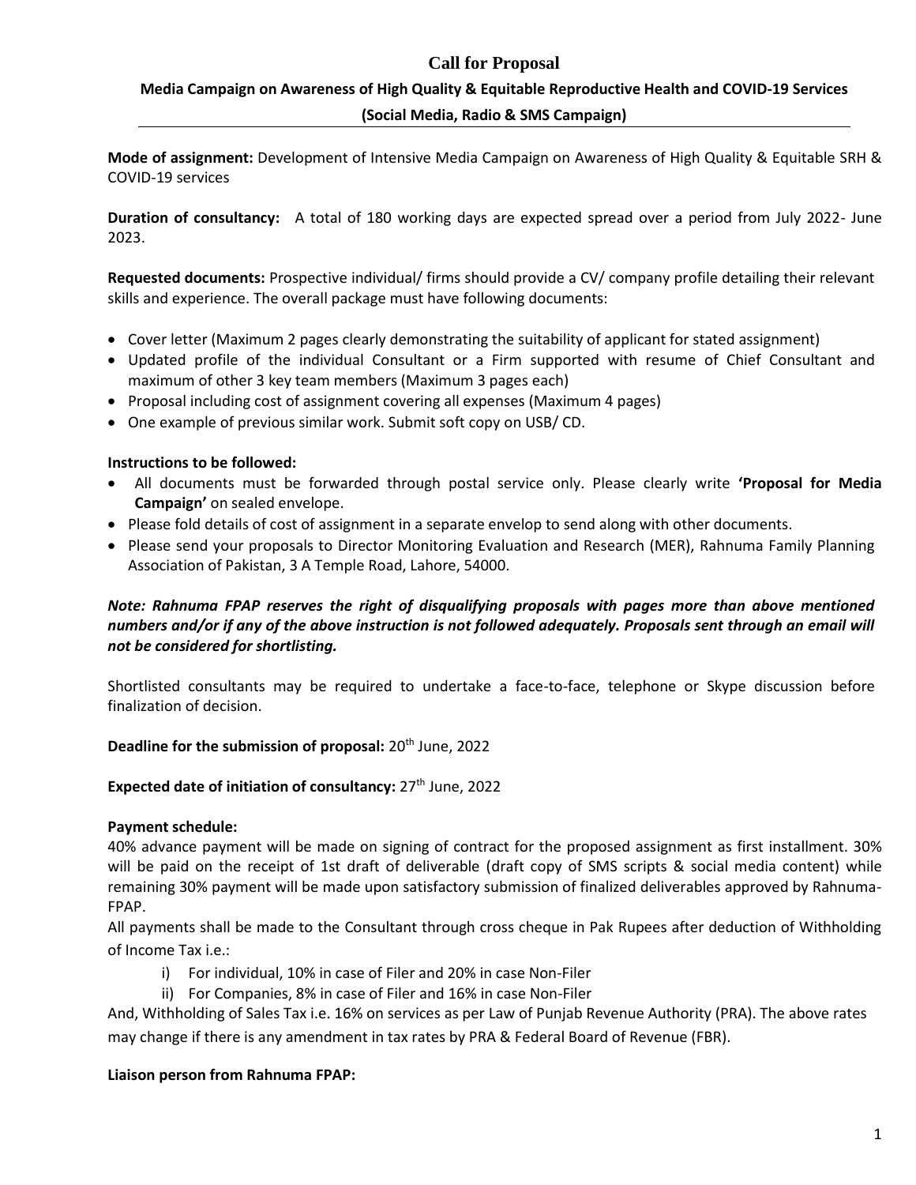# Call for Proposal

## Media Campaign on Awareness of High Quality & Equitable Reproductive Health and COVID-19 Services (Social Media, Radio & SMS Campaign)

**Mode of assignment:** Development of Intensive Media Campaign on Awareness of High Quality & Equitable SRH & COVID-19 services

**Duration of consultancy:** A total of 180 working days are expected spread over a period from July 2022- June 2023.

**Requested documents:** Prospective individual/ firms should provide a CV/ company profile detailing their relevant skills and experience. The overall package must have following documents:

- Cover letter (Maximum 2 pages clearly demonstrating the suitability of applicant for stated assignment)
- Updated profile of the individual Consultant or a Firm supported with resume of Chief Consultant and maximum of other 3 key team members (Maximum 3 pages each)
- Proposal including cost of assignment covering all expenses (Maximum 4 pages)
- One example of previous similar work. Submit soft copy on USB/ CD.

**Instructions to be followed:**

- All documents must be forwarded through postal service only. Please clearly write **'Proposal for Media Campaign'** on sealed envelope.
- Please fold details of cost of assignment in a separate envelop to send along with other documents.
- Please send your proposals to Director Monitoring Evaluation and Research (MER), Rahnuma Family Planning Association of Pakistan, 3 A Temple Road, Lahore, 54000.

***Note: Rahnuma FPAP reserves the right of disqualifying proposals with pages more than above mentioned numbers and/or if any of the above instruction is not followed adequately. Proposals sent through an email will not be considered for shortlisting.***

Shortlisted consultants may be required to undertake a face-to-face, telephone or Skype discussion before finalization of decision.

**Deadline for the submission of proposal:** 20th June, 2022

**Expected date of initiation of consultancy:** 27th June, 2022

**Payment schedule:**

40% advance payment will be made on signing of contract for the proposed assignment as first installment. 30% will be paid on the receipt of 1st draft of deliverable (draft copy of SMS scripts & social media content) while remaining 30% payment will be made upon satisfactory submission of finalized deliverables approved by Rahnuma-FPAP.

All payments shall be made to the Consultant through cross cheque in Pak Rupees after deduction of Withholding of Income Tax i.e.:

i) For individual, 10% in case of Filer and 20% in case Non-Filer
ii) For Companies, 8% in case of Filer and 16% in case Non-Filer

And, Withholding of Sales Tax i.e. 16% on services as per Law of Punjab Revenue Authority (PRA). The above rates may change if there is any amendment in tax rates by PRA & Federal Board of Revenue (FBR).

**Liaison person from Rahnuma FPAP:**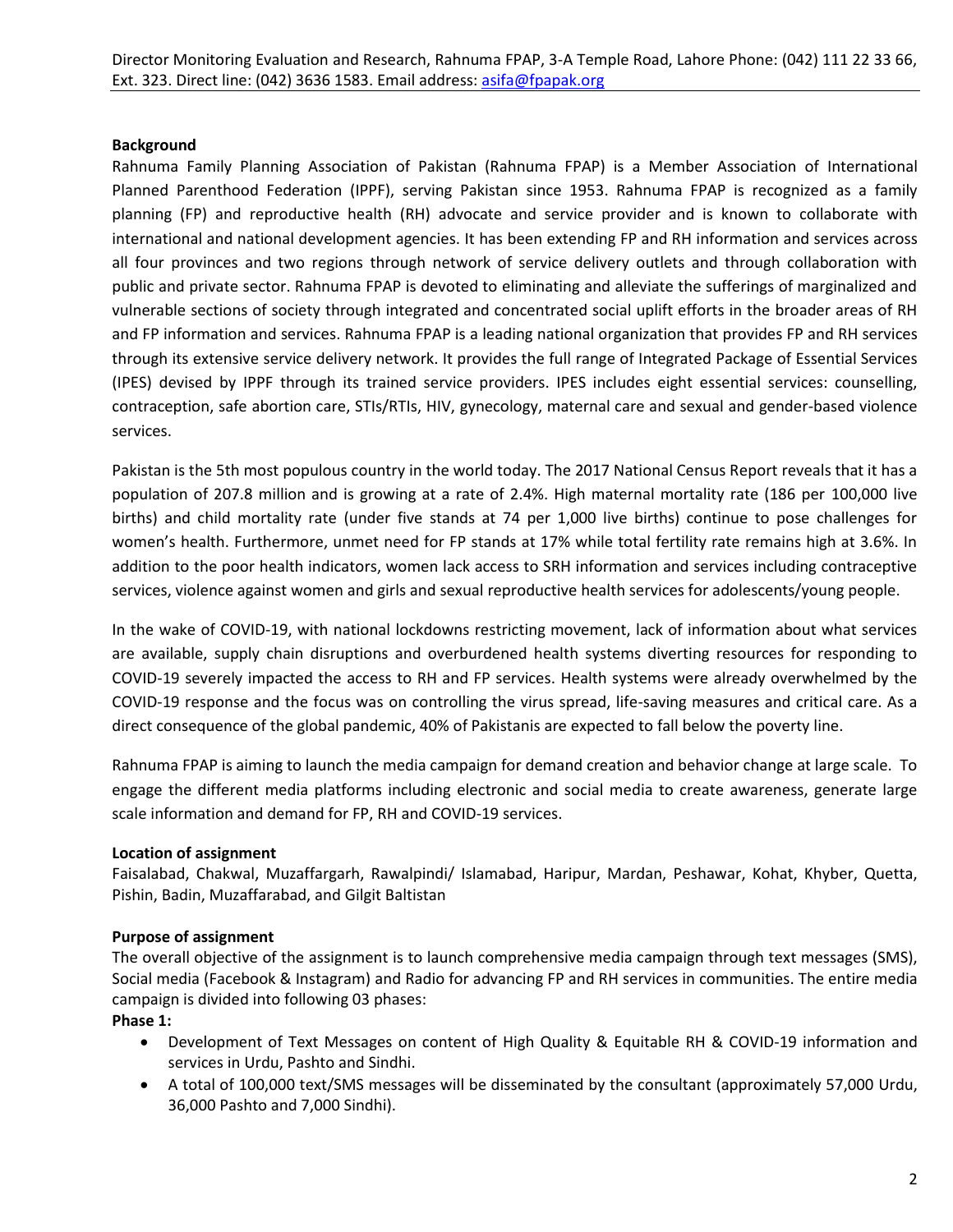Director Monitoring Evaluation and Research, Rahnuma FPAP, 3-A Temple Road, Lahore Phone: (042) 111 22 33 66, Ext. 323. Direct line: (042) 3636 1583. Email address: asifa@fpapak.org

**Background**

Rahnuma Family Planning Association of Pakistan (Rahnuma FPAP) is a Member Association of International Planned Parenthood Federation (IPPF), serving Pakistan since 1953. Rahnuma FPAP is recognized as a family planning (FP) and reproductive health (RH) advocate and service provider and is known to collaborate with international and national development agencies. It has been extending FP and RH information and services across all four provinces and two regions through network of service delivery outlets and through collaboration with public and private sector. Rahnuma FPAP is devoted to eliminating and alleviate the sufferings of marginalized and vulnerable sections of society through integrated and concentrated social uplift efforts in the broader areas of RH and FP information and services. Rahnuma FPAP is a leading national organization that provides FP and RH services through its extensive service delivery network. It provides the full range of Integrated Package of Essential Services (IPES) devised by IPPF through its trained service providers. IPES includes eight essential services: counselling, contraception, safe abortion care, STIs/RTIs, HIV, gynecology, maternal care and sexual and gender-based violence services.

Pakistan is the 5th most populous country in the world today. The 2017 National Census Report reveals that it has a population of 207.8 million and is growing at a rate of 2.4%. High maternal mortality rate (186 per 100,000 live births) and child mortality rate (under five stands at 74 per 1,000 live births) continue to pose challenges for women's health. Furthermore, unmet need for FP stands at 17% while total fertility rate remains high at 3.6%. In addition to the poor health indicators, women lack access to SRH information and services including contraceptive services, violence against women and girls and sexual reproductive health services for adolescents/young people.

In the wake of COVID-19, with national lockdowns restricting movement, lack of information about what services are available, supply chain disruptions and overburdened health systems diverting resources for responding to COVID-19 severely impacted the access to RH and FP services. Health systems were already overwhelmed by the COVID-19 response and the focus was on controlling the virus spread, life-saving measures and critical care. As a direct consequence of the global pandemic, 40% of Pakistanis are expected to fall below the poverty line.

Rahnuma FPAP is aiming to launch the media campaign for demand creation and behavior change at large scale. To engage the different media platforms including electronic and social media to create awareness, generate large scale information and demand for FP, RH and COVID-19 services.

**Location of assignment**

Faisalabad, Chakwal, Muzaffargarh, Rawalpindi/ Islamabad, Haripur, Mardan, Peshawar, Kohat, Khyber, Quetta, Pishin, Badin, Muzaffarabad, and Gilgit Baltistan

**Purpose of assignment**

The overall objective of the assignment is to launch comprehensive media campaign through text messages (SMS), Social media (Facebook & Instagram) and Radio for advancing FP and RH services in communities. The entire media campaign is divided into following 03 phases:

**Phase 1:**

- Development of Text Messages on content of High Quality & Equitable RH & COVID-19 information and services in Urdu, Pashto and Sindhi.
- A total of 100,000 text/SMS messages will be disseminated by the consultant (approximately 57,000 Urdu, 36,000 Pashto and 7,000 Sindhi).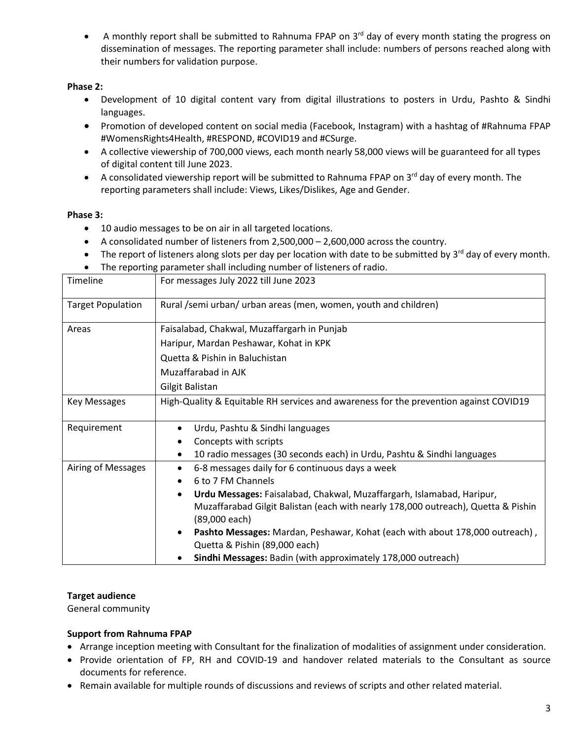- A monthly report shall be submitted to Rahnuma FPAP on 3rd day of every month stating the progress on dissemination of messages. The reporting parameter shall include: numbers of persons reached along with their numbers for validation purpose.

**Phase 2:**

- Development of 10 digital content vary from digital illustrations to posters in Urdu, Pashto & Sindhi languages.
- Promotion of developed content on social media (Facebook, Instagram) with a hashtag of #Rahnuma FPAP #WomensRights4Health, #RESPOND, #COVID19 and #CSurge.
- A collective viewership of 700,000 views, each month nearly 58,000 views will be guaranteed for all types of digital content till June 2023.
- A consolidated viewership report will be submitted to Rahnuma FPAP on 3rd day of every month. The reporting parameters shall include: Views, Likes/Dislikes, Age and Gender.

**Phase 3:**

- 10 audio messages to be on air in all targeted locations.
- A consolidated number of listeners from 2,500,000 – 2,600,000 across the country.
- The report of listeners along slots per day per location with date to be submitted by 3rd day of every month.
- The reporting parameter shall including number of listeners of radio.

| Timeline | For messages July 2022 till June 2023 |
|---|---|
| Target Population | Rural /semi urban/ urban areas (men, women, youth and children) |
| Areas | Faisalabad, Chakwal, Muzaffargarh in Punjab<br>Haripur, Mardan Peshawar, Kohat in KPK<br>Quetta & Pishin in Baluchistan<br>Muzaffarabad in AJK<br>Gilgit Balistan |
| Key Messages | High-Quality & Equitable RH services and awareness for the prevention against COVID19 |
| Requirement | • Urdu, Pashtu & Sindhi languages<br>• Concepts with scripts<br>• 10 radio messages (30 seconds each) in Urdu, Pashtu & Sindhi languages |
| Airing of Messages | • 6-8 messages daily for 6 continuous days a week<br>• 6 to 7 FM Channels<br>• **Urdu Messages:** Faisalabad, Chakwal, Muzaffargarh, Islamabad, Haripur, Muzaffarabad Gilgit Balistan (each with nearly 178,000 outreach), Quetta & Pishin (89,000 each)<br>• **Pashto Messages:** Mardan, Peshawar, Kohat (each with about 178,000 outreach) , Quetta & Pishin (89,000 each)<br>• **Sindhi Messages:** Badin (with approximately 178,000 outreach) |

**Target audience**

General community

**Support from Rahnuma FPAP**

- Arrange inception meeting with Consultant for the finalization of modalities of assignment under consideration.
- Provide orientation of FP, RH and COVID-19 and handover related materials to the Consultant as source documents for reference.
- Remain available for multiple rounds of discussions and reviews of scripts and other related material.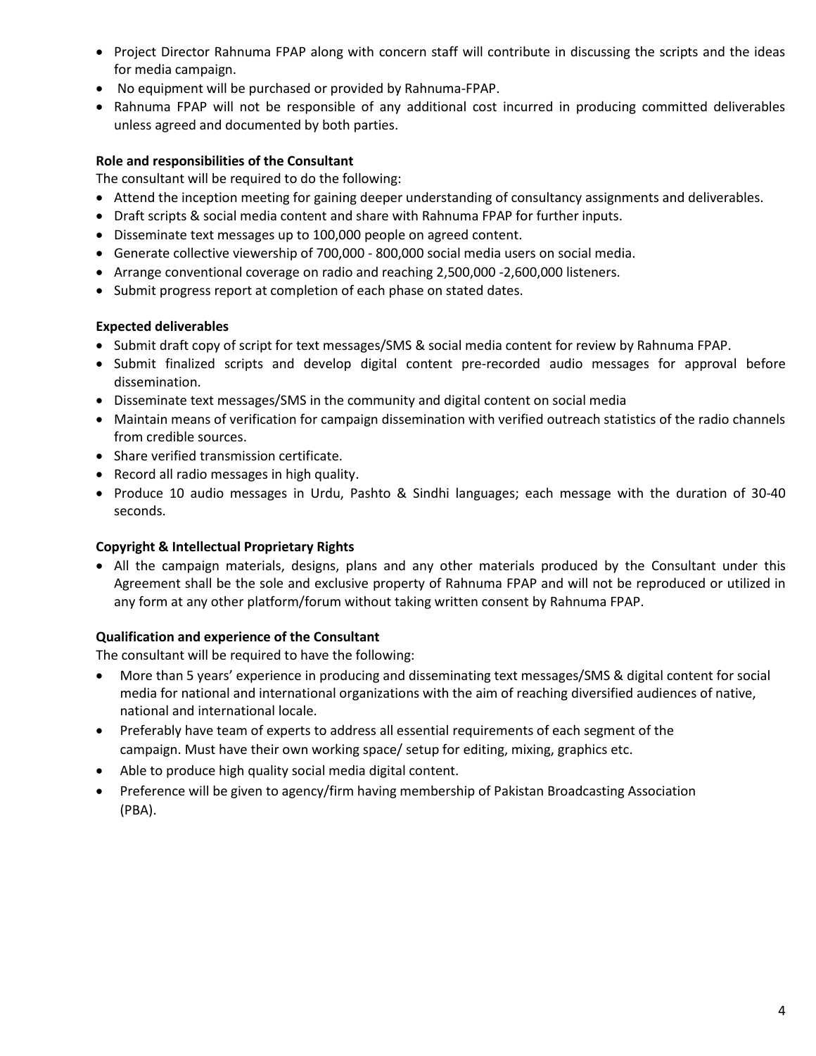- Project Director Rahnuma FPAP along with concern staff will contribute in discussing the scripts and the ideas for media campaign.
- No equipment will be purchased or provided by Rahnuma-FPAP.
- Rahnuma FPAP will not be responsible of any additional cost incurred in producing committed deliverables unless agreed and documented by both parties.

**Role and responsibilities of the Consultant**

The consultant will be required to do the following:

- Attend the inception meeting for gaining deeper understanding of consultancy assignments and deliverables.
- Draft scripts & social media content and share with Rahnuma FPAP for further inputs.
- Disseminate text messages up to 100,000 people on agreed content.
- Generate collective viewership of 700,000 - 800,000 social media users on social media.
- Arrange conventional coverage on radio and reaching 2,500,000 -2,600,000 listeners.
- Submit progress report at completion of each phase on stated dates.

**Expected deliverables**

- Submit draft copy of script for text messages/SMS & social media content for review by Rahnuma FPAP.
- Submit finalized scripts and develop digital content pre-recorded audio messages for approval before dissemination.
- Disseminate text messages/SMS in the community and digital content on social media
- Maintain means of verification for campaign dissemination with verified outreach statistics of the radio channels from credible sources.
- Share verified transmission certificate.
- Record all radio messages in high quality.
- Produce 10 audio messages in Urdu, Pashto & Sindhi languages; each message with the duration of 30-40 seconds.

**Copyright & Intellectual Proprietary Rights**

- All the campaign materials, designs, plans and any other materials produced by the Consultant under this Agreement shall be the sole and exclusive property of Rahnuma FPAP and will not be reproduced or utilized in any form at any other platform/forum without taking written consent by Rahnuma FPAP.

**Qualification and experience of the Consultant**

The consultant will be required to have the following:

- More than 5 years' experience in producing and disseminating text messages/SMS & digital content for social media for national and international organizations with the aim of reaching diversified audiences of native, national and international locale.
- Preferably have team of experts to address all essential requirements of each segment of the campaign. Must have their own working space/ setup for editing, mixing, graphics etc.
- Able to produce high quality social media digital content.
- Preference will be given to agency/firm having membership of Pakistan Broadcasting Association (PBA).